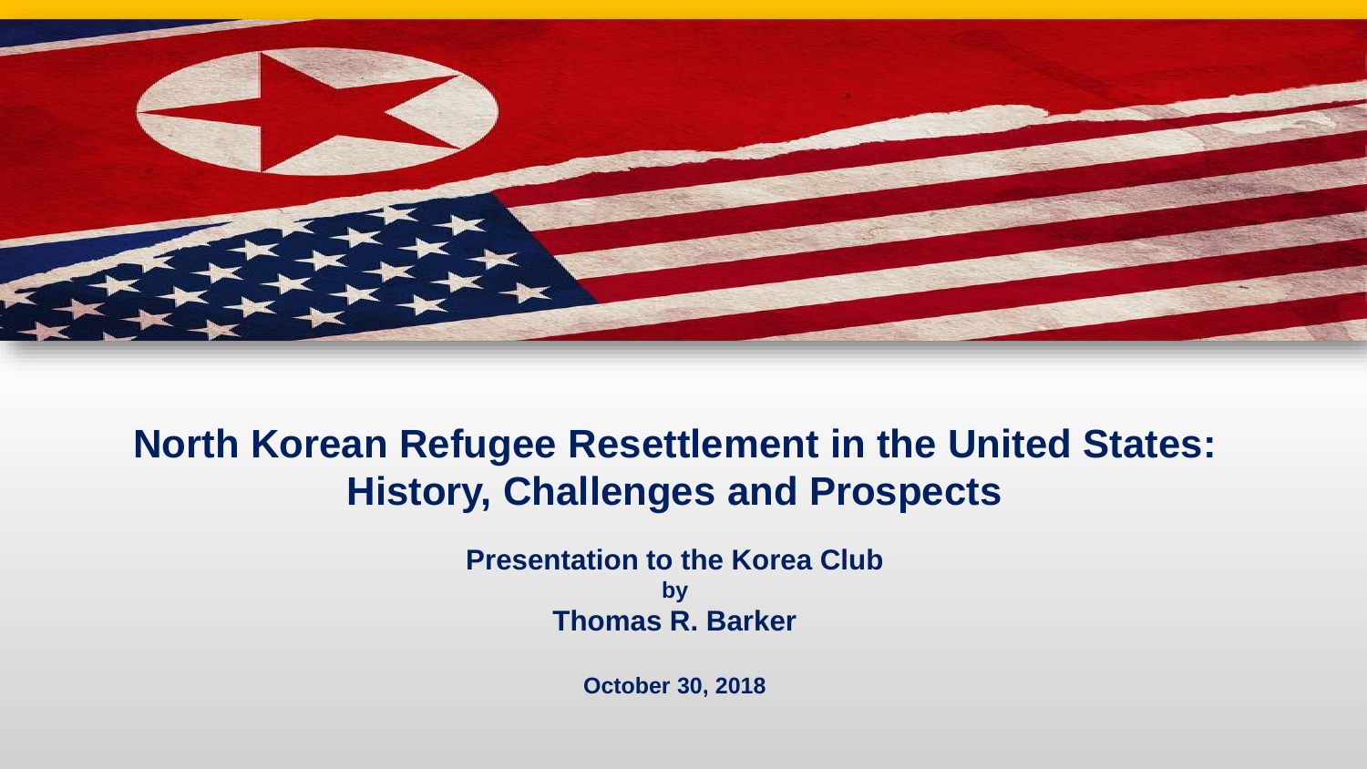# North Korean Refugee Resettlement in the United States: History, Challenges and Prospects

**Presentation to the Korea Club**

**by**

**Thomas R. Barker**

**October 30, 2018**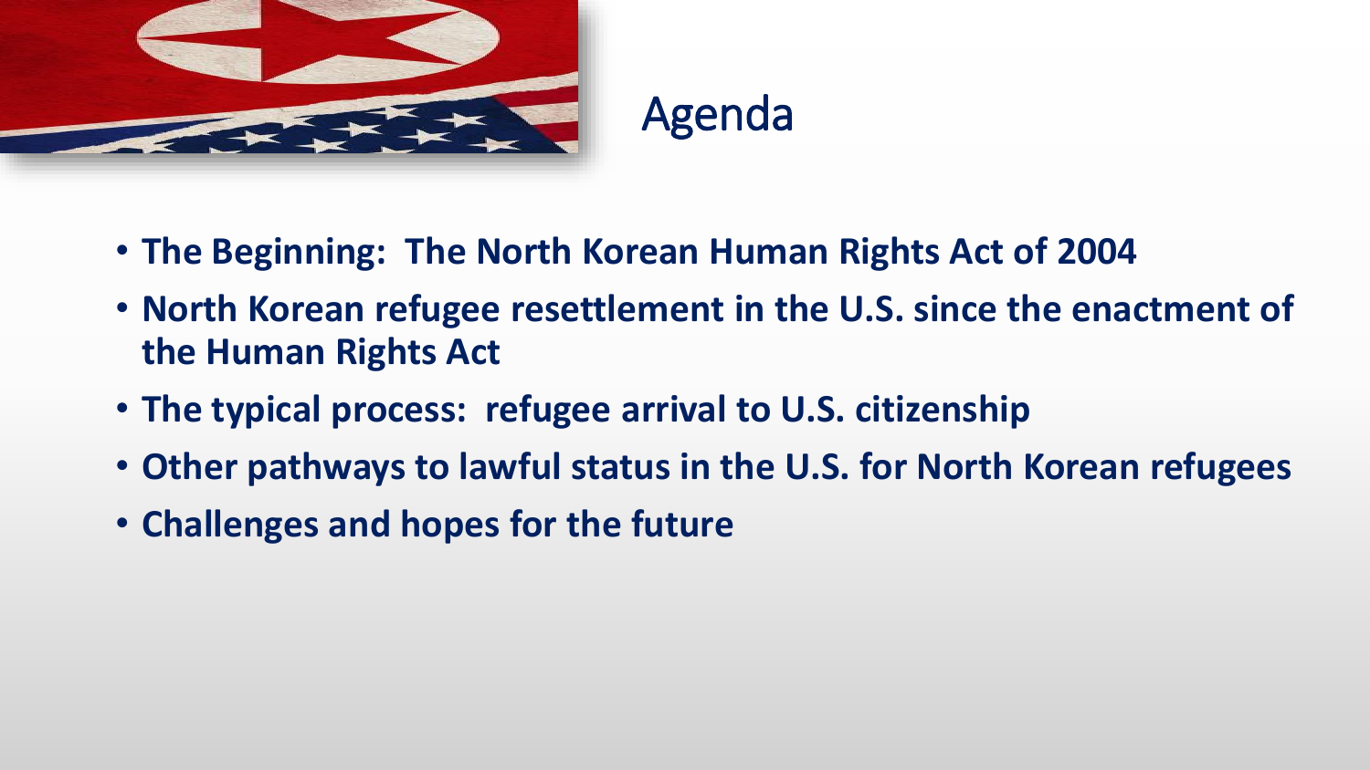# Agenda

- **The Beginning: The North Korean Human Rights Act of 2004**
- **North Korean refugee resettlement in the U.S. since the enactment of the Human Rights Act**
- **The typical process: refugee arrival to U.S. citizenship**
- **Other pathways to lawful status in the U.S. for North Korean refugees**
- **Challenges and hopes for the future**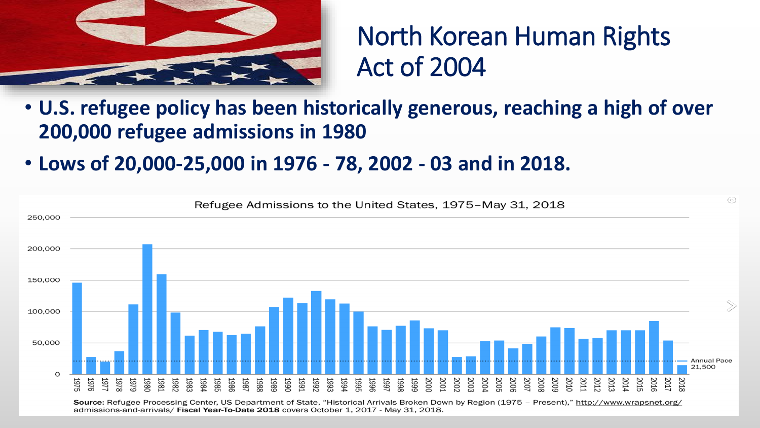# North Korean Human Rights Act of 2004

- **U.S. refugee policy has been historically generous, reaching a high of over 200,000 refugee admissions in 1980**
- **Lows of 20,000-25,000 in 1976 - 78, 2002 - 03 and in 2018.**

Refugee Admissions to the United States, 1975–May 31, 2018

Annual Pace 21,500

**Source**: Refugee Processing Center, US Department of State, "Historical Arrivals Broken Down by Region (1975 – Present)," http://www.wrapsnet.org/admissions-and-arrivals/ **Fiscal Year-To-Date 2018** covers October 1, 2017 - May 31, 2018.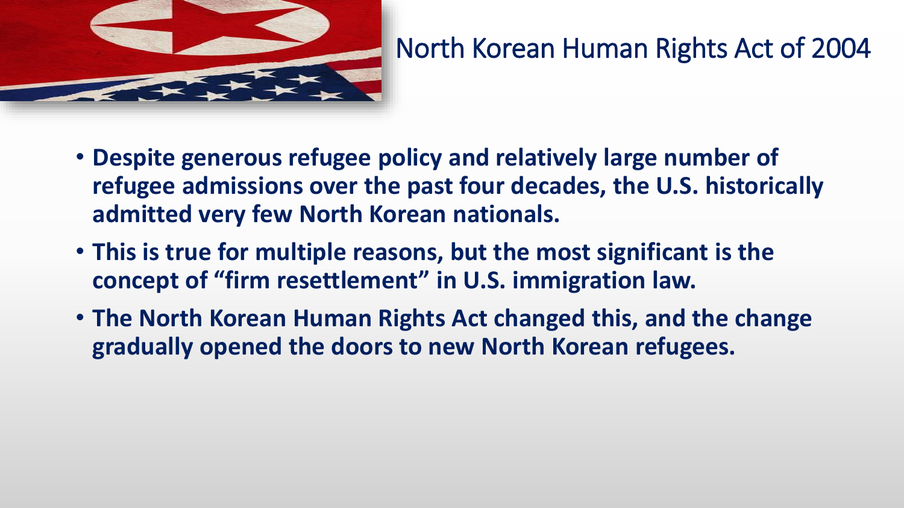# North Korean Human Rights Act of 2004

- **Despite generous refugee policy and relatively large number of refugee admissions over the past four decades, the U.S. historically admitted very few North Korean nationals.**
- **This is true for multiple reasons, but the most significant is the concept of "firm resettlement" in U.S. immigration law.**
- **The North Korean Human Rights Act changed this, and the change gradually opened the doors to new North Korean refugees.**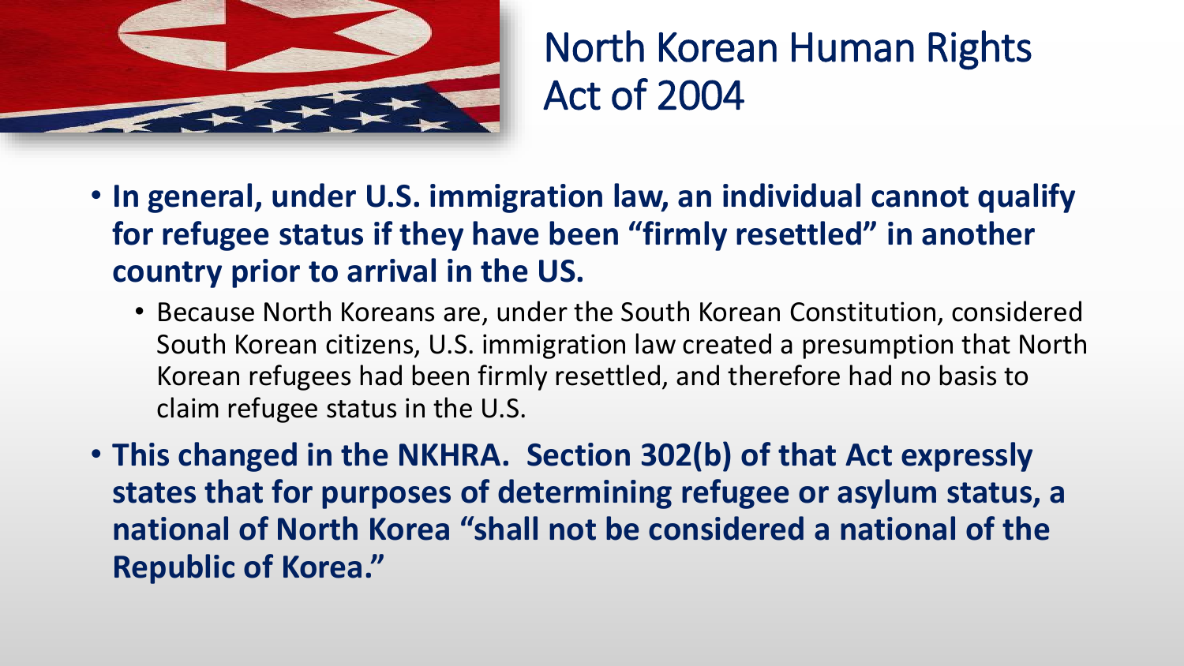# North Korean Human Rights Act of 2004

- **In general, under U.S. immigration law, an individual cannot qualify for refugee status if they have been "firmly resettled" in another country prior to arrival in the US.**
  - Because North Koreans are, under the South Korean Constitution, considered South Korean citizens, U.S. immigration law created a presumption that North Korean refugees had been firmly resettled, and therefore had no basis to claim refugee status in the U.S.
- **This changed in the NKHRA. Section 302(b) of that Act expressly states that for purposes of determining refugee or asylum status, a national of North Korea "shall not be considered a national of the Republic of Korea."**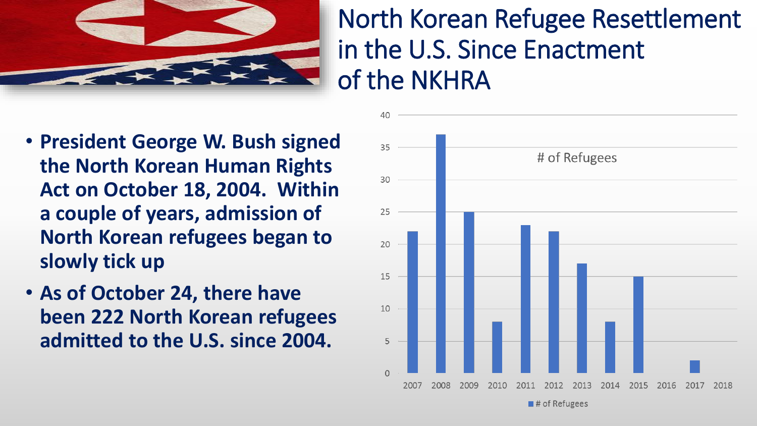# North Korean Refugee Resettlement in the U.S. Since Enactment of the NKHRA

- **President George W. Bush signed the North Korean Human Rights Act on October 18, 2004. Within a couple of years, admission of North Korean refugees began to slowly tick up**
- **As of October 24, there have been 222 North Korean refugees admitted to the U.S. since 2004.**

| Year | # of Refugees |
|---|---|
| 2007 | 22 |
| 2008 | 37 |
| 2009 | 25 |
| 2010 | 8 |
| 2011 | 23 |
| 2012 | 22 |
| 2013 | 17 |
| 2014 | 8 |
| 2015 | 15 |
| 2016 | 0 |
| 2017 | 2 |
| 2018 | 0 |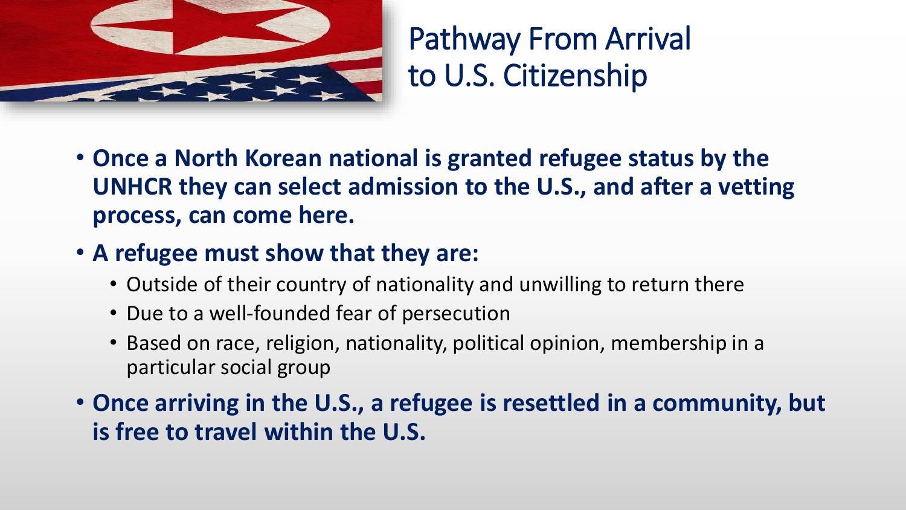# Pathway From Arrival to U.S. Citizenship

- **Once a North Korean national is granted refugee status by the UNHCR they can select admission to the U.S., and after a vetting process, can come here.**
- **A refugee must show that they are:**
  - Outside of their country of nationality and unwilling to return there
  - Due to a well-founded fear of persecution
  - Based on race, religion, nationality, political opinion, membership in a particular social group
- **Once arriving in the U.S., a refugee is resettled in a community, but is free to travel within the U.S.**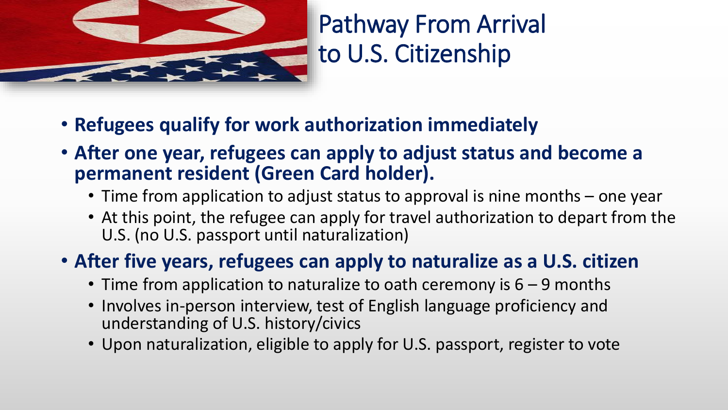# Pathway From Arrival to U.S. Citizenship

- **Refugees qualify for work authorization immediately**
- **After one year, refugees can apply to adjust status and become a permanent resident (Green Card holder).**
  - Time from application to adjust status to approval is nine months – one year
  - At this point, the refugee can apply for travel authorization to depart from the U.S. (no U.S. passport until naturalization)
- **After five years, refugees can apply to naturalize as a U.S. citizen**
  - Time from application to naturalize to oath ceremony is 6 – 9 months
  - Involves in-person interview, test of English language proficiency and understanding of U.S. history/civics
  - Upon naturalization, eligible to apply for U.S. passport, register to vote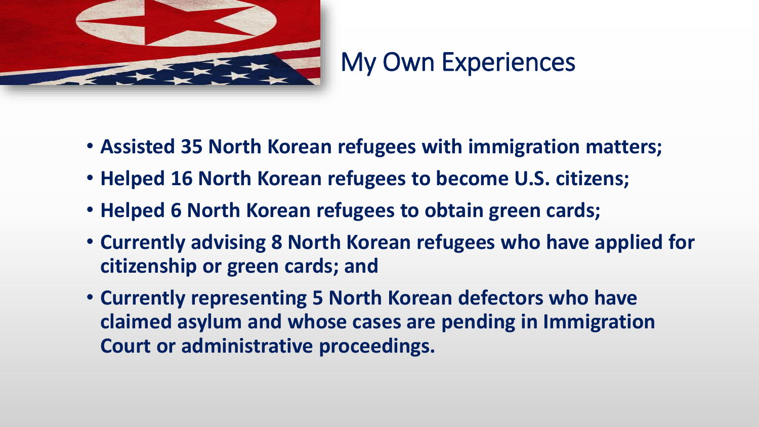# My Own Experiences

- **Assisted 35 North Korean refugees with immigration matters;**
- **Helped 16 North Korean refugees to become U.S. citizens;**
- **Helped 6 North Korean refugees to obtain green cards;**
- **Currently advising 8 North Korean refugees who have applied for citizenship or green cards; and**
- **Currently representing 5 North Korean defectors who have claimed asylum and whose cases are pending in Immigration Court or administrative proceedings.**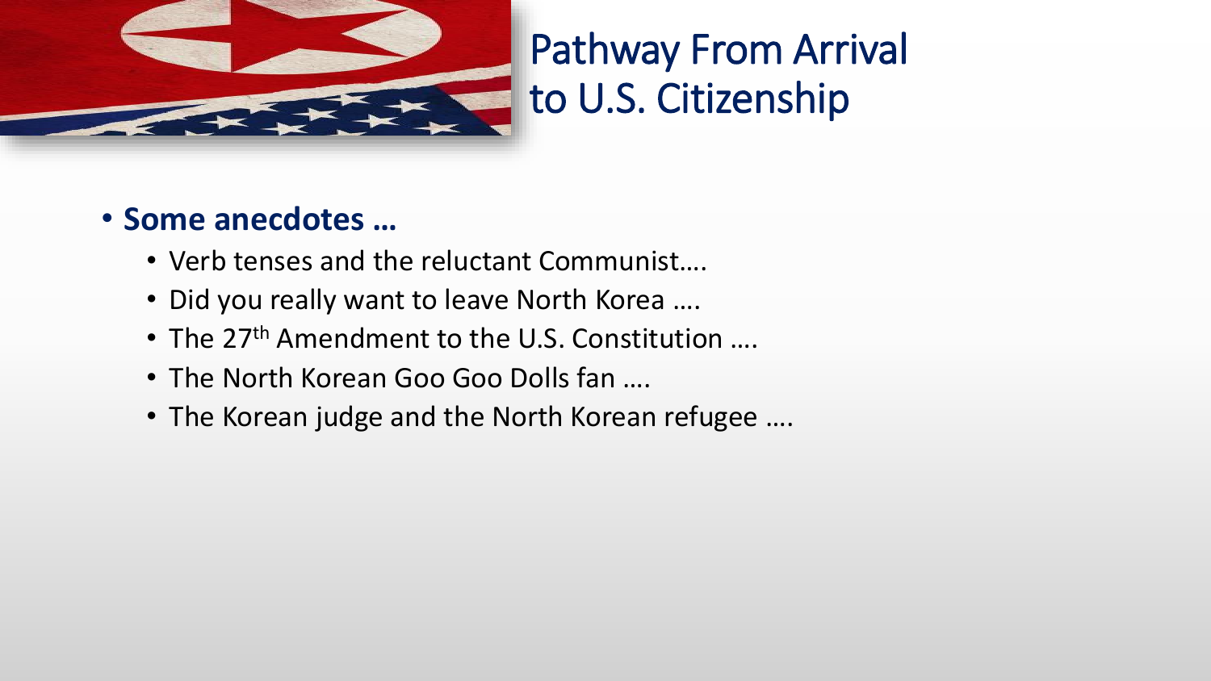# Pathway From Arrival to U.S. Citizenship

- **Some anecdotes …**
  - Verb tenses and the reluctant Communist….
  - Did you really want to leave North Korea ….
  - The 27th Amendment to the U.S. Constitution ….
  - The North Korean Goo Goo Dolls fan ….
  - The Korean judge and the North Korean refugee ….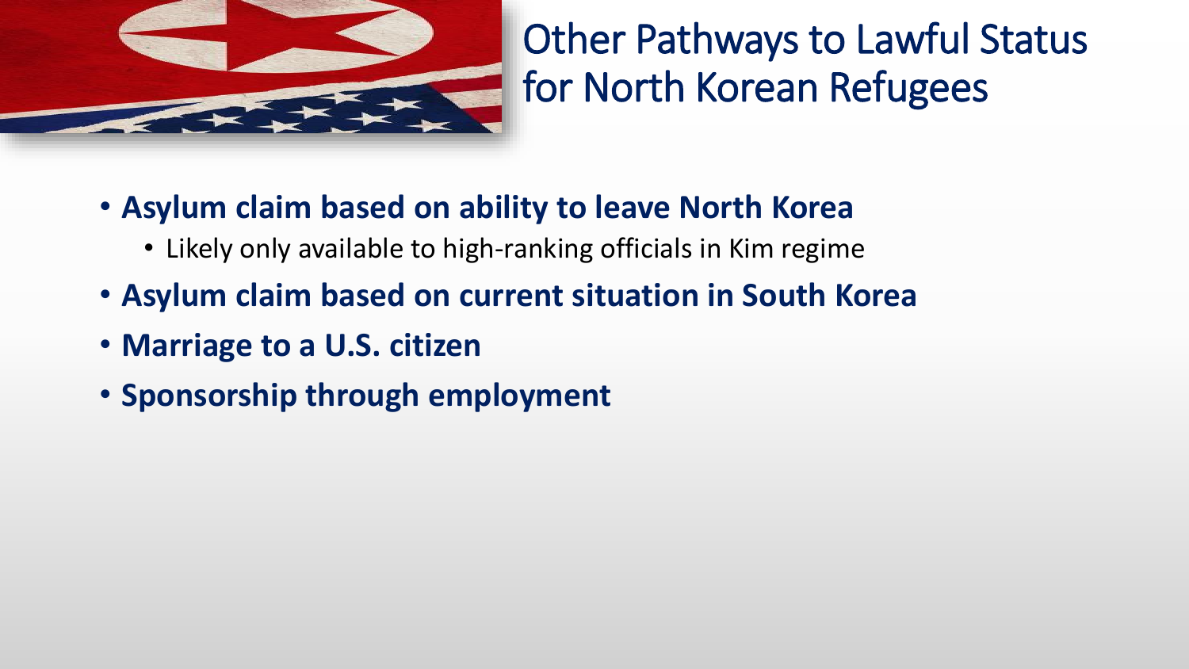# Other Pathways to Lawful Status for North Korean Refugees

- **Asylum claim based on ability to leave North Korea**
  - Likely only available to high-ranking officials in Kim regime
- **Asylum claim based on current situation in South Korea**
- **Marriage to a U.S. citizen**
- **Sponsorship through employment**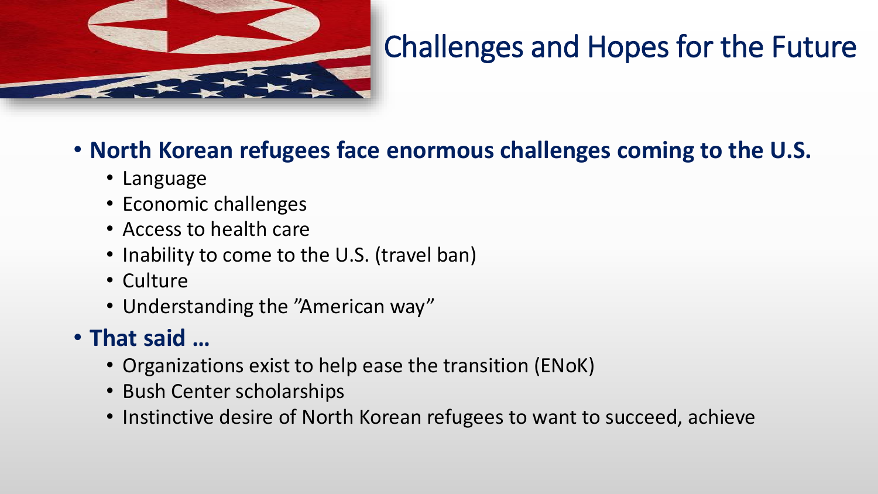# Challenges and Hopes for the Future

- **North Korean refugees face enormous challenges coming to the U.S.**
  - Language
  - Economic challenges
  - Access to health care
  - Inability to come to the U.S. (travel ban)
  - Culture
  - Understanding the "American way"
- **That said …**
  - Organizations exist to help ease the transition (ENoK)
  - Bush Center scholarships
  - Instinctive desire of North Korean refugees to want to succeed, achieve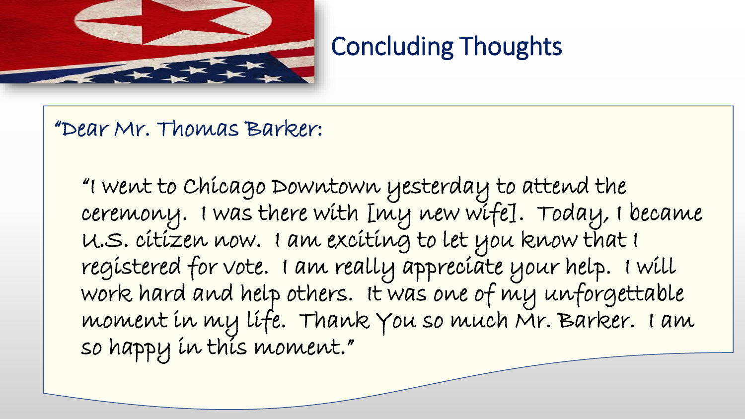# Concluding Thoughts

"Dear Mr. Thomas Barker:

"I went to Chicago Downtown yesterday to attend the ceremony. I was there with [my new wife]. Today, I became U.S. citizen now. I am exciting to let you know that I registered for vote. I am really appreciate your help. I will work hard and help others. It was one of my unforgettable moment in my life. Thank You so much Mr. Barker. I am so happy in this moment."